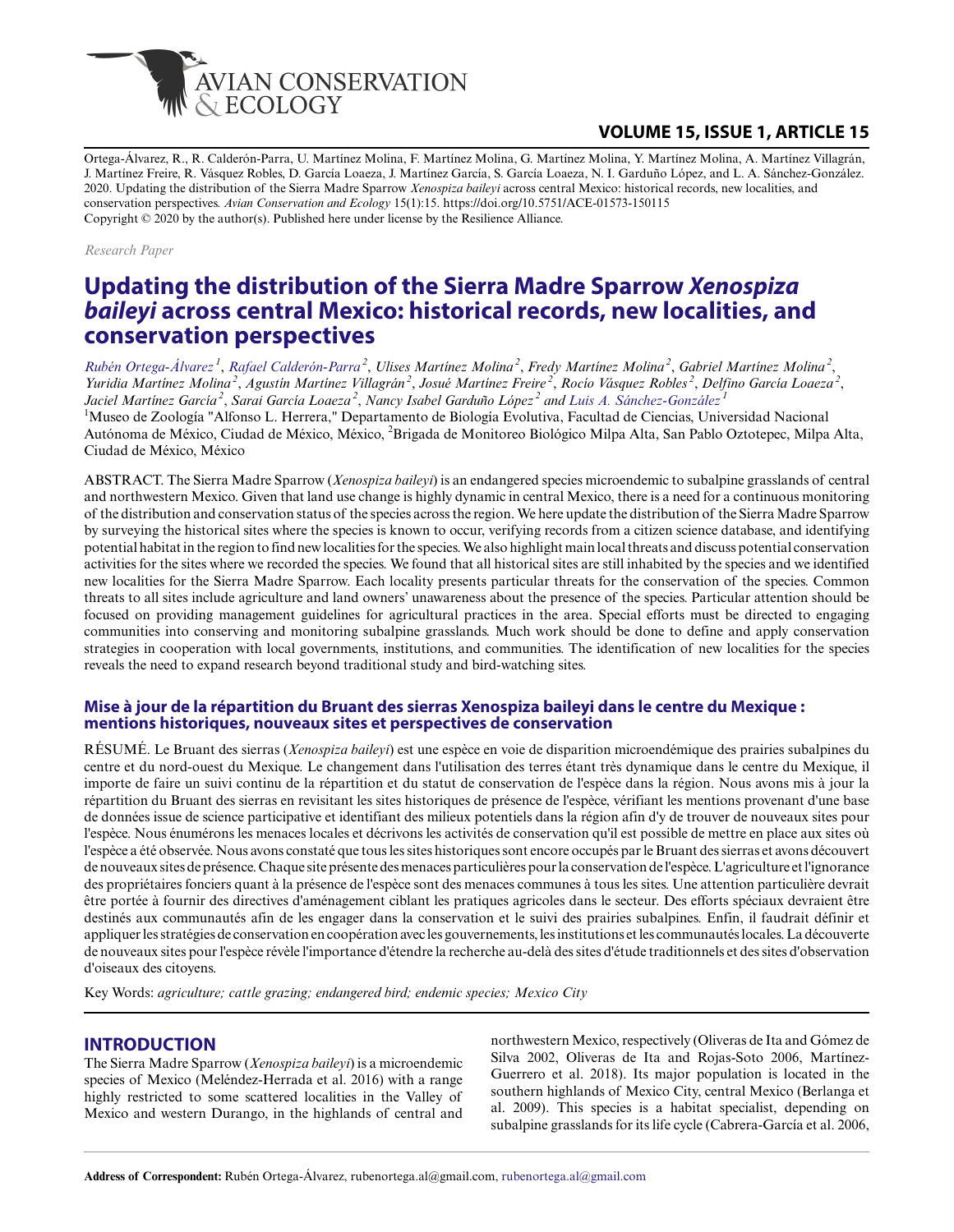Ortega-Álvarez, R., R. Calderón-Parra, U. Martínez Molina, F. Martínez Molina, G. Martínez Molina, Y. Martínez Molina, A. Martínez Villagrán, J. Martínez Freire, R. Vásquez Robles, D. García Loaeza, J. Martínez García, S. García Loaeza, N. I. Garduño López, and L. A. Sánchez-González. 2020. Updating the distribution of the Sierra Madre Sparrow *Xenospiza baileyi* across central Mexico: historical records, new localities, and conservation perspectives. *Avian Conservation and Ecology* 15(1):15. https://doi.org/10.5751/ACE-01573-150115
Copyright © 2020 by the author(s). Published here under license by the Resilience Alliance.

*Research Paper*

# Updating the distribution of the Sierra Madre Sparrow *Xenospiza baileyi* across central Mexico: historical records, new localities, and conservation perspectives

*Rubén Ortega-Álvarez [1], Rafael Calderón-Parra [2], Ulises Martínez Molina [2], Fredy Martínez Molina [2], Gabriel Martínez Molina [2], Yuridia Martínez Molina [2], Agustín Martínez Villagrán [2], Josué Martínez Freire [2], Rocío Vásquez Robles [2], Delfino García Loaeza [2], Jaciel Martínez García [2], Sarai García Loaeza [2], Nancy Isabel Garduño López [2] and Luis A. Sánchez-González [1]*

[1]Museo de Zoología "Alfonso L. Herrera," Departamento de Biología Evolutiva, Facultad de Ciencias, Universidad Nacional Autónoma de México, Ciudad de México, México, [2]Brigada de Monitoreo Biológico Milpa Alta, San Pablo Oztotepec, Milpa Alta, Ciudad de México, México

ABSTRACT. The Sierra Madre Sparrow (*Xenospiza baileyi*) is an endangered species microendemic to subalpine grasslands of central and northwestern Mexico. Given that land use change is highly dynamic in central Mexico, there is a need for a continuous monitoring of the distribution and conservation status of the species across the region. We here update the distribution of the Sierra Madre Sparrow by surveying the historical sites where the species is known to occur, verifying records from a citizen science database, and identifying potential habitat in the region to find new localities for the species. We also highlight main local threats and discuss potential conservation activities for the sites where we recorded the species. We found that all historical sites are still inhabited by the species and we identified new localities for the Sierra Madre Sparrow. Each locality presents particular threats for the conservation of the species. Common threats to all sites include agriculture and land owners' unawareness about the presence of the species. Particular attention should be focused on providing management guidelines for agricultural practices in the area. Special efforts must be directed to engaging communities into conserving and monitoring subalpine grasslands. Much work should be done to define and apply conservation strategies in cooperation with local governments, institutions, and communities. The identification of new localities for the species reveals the need to expand research beyond traditional study and bird-watching sites.

### Mise à jour de la répartition du Bruant des sierras Xenospiza baileyi dans le centre du Mexique : mentions historiques, nouveaux sites et perspectives de conservation

RÉSUMÉ. Le Bruant des sierras (*Xenospiza baileyi*) est une espèce en voie de disparition microendémique des prairies subalpines du centre et du nord-ouest du Mexique. Le changement dans l'utilisation des terres étant très dynamique dans le centre du Mexique, il importe de faire un suivi continu de la répartition et du statut de conservation de l'espèce dans la région. Nous avons mis à jour la répartition du Bruant des sierras en revisitant les sites historiques de présence de l'espèce, vérifiant les mentions provenant d'une base de données issue de science participative et identifiant des milieux potentiels dans la région afin d'y de trouver de nouveaux sites pour l'espèce. Nous énumérons les menaces locales et décrivons les activités de conservation qu'il est possible de mettre en place aux sites où l'espèce a été observée. Nous avons constaté que tous les sites historiques sont encore occupés par le Bruant des sierras et avons découvert de nouveaux sites de présence. Chaque site présente des menaces particulières pour la conservation de l'espèce. L'agriculture et l'ignorance des propriétaires fonciers quant à la présence de l'espèce sont des menaces communes à tous les sites. Une attention particulière devrait être portée à fournir des directives d'aménagement ciblant les pratiques agricoles dans le secteur. Des efforts spéciaux devraient être destinés aux communautés afin de les engager dans la conservation et le suivi des prairies subalpines. Enfin, il faudrait définir et appliquer les stratégies de conservation en coopération avec les gouvernements, les institutions et les communautés locales. La découverte de nouveaux sites pour l'espèce révèle l'importance d'étendre la recherche au-delà des sites d'étude traditionnels et des sites d'observation d'oiseaux des citoyens.

Key Words: *agriculture; cattle grazing; endangered bird; endemic species; Mexico City*

## INTRODUCTION

The Sierra Madre Sparrow (*Xenospiza baileyi*) is a microendemic species of Mexico (Meléndez-Herrada et al. 2016) with a range highly restricted to some scattered localities in the Valley of Mexico and western Durango, in the highlands of central and northwestern Mexico, respectively (Oliveras de Ita and Gómez de Silva 2002, Oliveras de Ita and Rojas-Soto 2006, Martínez-Guerrero et al. 2018). Its major population is located in the southern highlands of Mexico City, central Mexico (Berlanga et al. 2009). This species is a habitat specialist, depending on subalpine grasslands for its life cycle (Cabrera-García et al. 2006,

**Address of Correspondent:** Rubén Ortega-Álvarez, rubenortega.al@gmail.com, rubenortega.al@gmail.com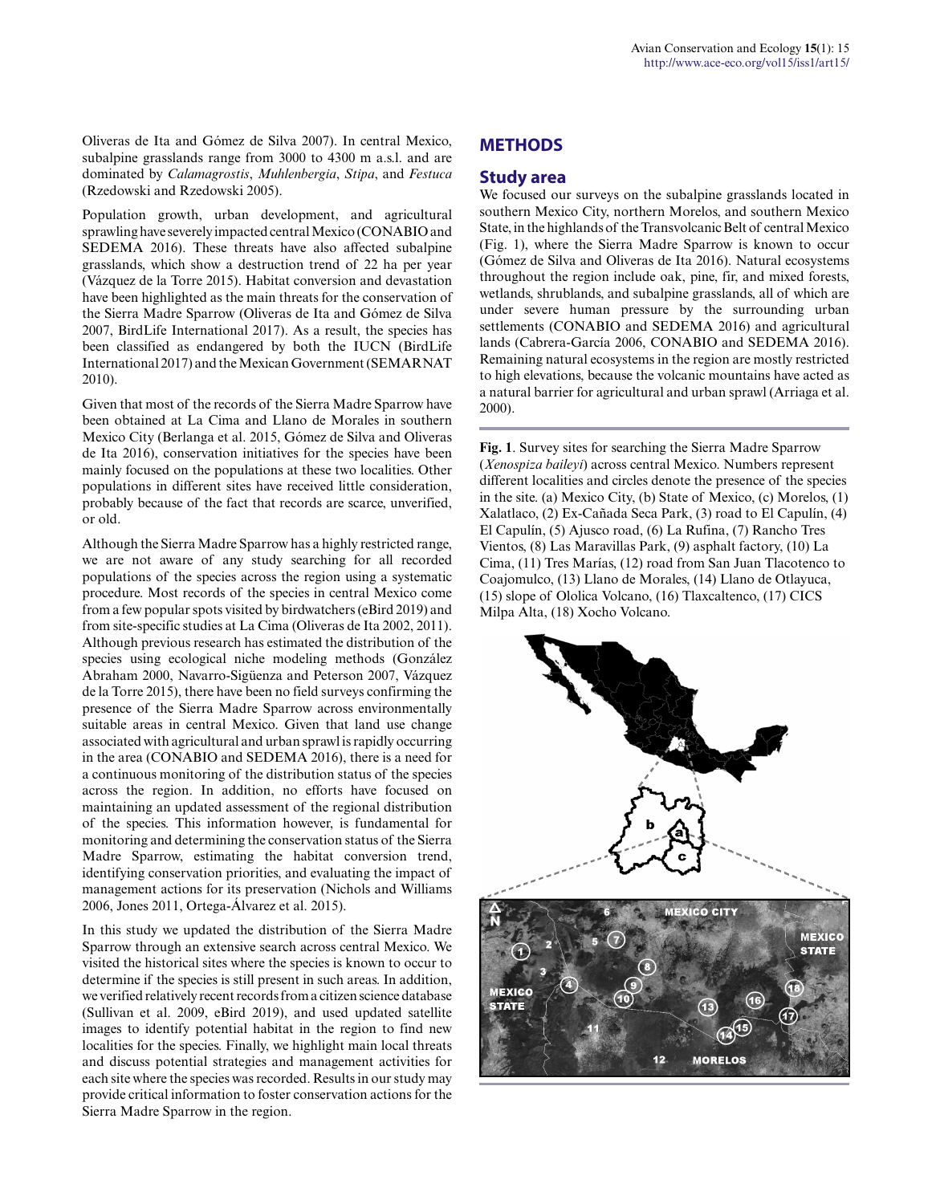Oliveras de Ita and Gómez de Silva 2007). In central Mexico, subalpine grasslands range from 3000 to 4300 m a.s.l. and are dominated by *Calamagrostis*, *Muhlenbergia*, *Stipa*, and *Festuca* (Rzedowski and Rzedowski 2005).

Population growth, urban development, and agricultural sprawling have severely impacted central Mexico (CONABIO and SEDEMA 2016). These threats have also affected subalpine grasslands, which show a destruction trend of 22 ha per year (Vázquez de la Torre 2015). Habitat conversion and devastation have been highlighted as the main threats for the conservation of the Sierra Madre Sparrow (Oliveras de Ita and Gómez de Silva 2007, BirdLife International 2017). As a result, the species has been classified as endangered by both the IUCN (BirdLife International 2017) and the Mexican Government (SEMARNAT 2010).

Given that most of the records of the Sierra Madre Sparrow have been obtained at La Cima and Llano de Morales in southern Mexico City (Berlanga et al. 2015, Gómez de Silva and Oliveras de Ita 2016), conservation initiatives for the species have been mainly focused on the populations at these two localities. Other populations in different sites have received little consideration, probably because of the fact that records are scarce, unverified, or old.

Although the Sierra Madre Sparrow has a highly restricted range, we are not aware of any study searching for all recorded populations of the species across the region using a systematic procedure. Most records of the species in central Mexico come from a few popular spots visited by birdwatchers (eBird 2019) and from site-specific studies at La Cima (Oliveras de Ita 2002, 2011). Although previous research has estimated the distribution of the species using ecological niche modeling methods (González Abraham 2000, Navarro-Sigüenza and Peterson 2007, Vázquez de la Torre 2015), there have been no field surveys confirming the presence of the Sierra Madre Sparrow across environmentally suitable areas in central Mexico. Given that land use change associated with agricultural and urban sprawl is rapidly occurring in the area (CONABIO and SEDEMA 2016), there is a need for a continuous monitoring of the distribution status of the species across the region. In addition, no efforts have focused on maintaining an updated assessment of the regional distribution of the species. This information however, is fundamental for monitoring and determining the conservation status of the Sierra Madre Sparrow, estimating the habitat conversion trend, identifying conservation priorities, and evaluating the impact of management actions for its preservation (Nichols and Williams 2006, Jones 2011, Ortega-Álvarez et al. 2015).

In this study we updated the distribution of the Sierra Madre Sparrow through an extensive search across central Mexico. We visited the historical sites where the species is known to occur to determine if the species is still present in such areas. In addition, we verified relatively recent records from a citizen science database (Sullivan et al. 2009, eBird 2019), and used updated satellite images to identify potential habitat in the region to find new localities for the species. Finally, we highlight main local threats and discuss potential strategies and management activities for each site where the species was recorded. Results in our study may provide critical information to foster conservation actions for the Sierra Madre Sparrow in the region.

## METHODS

### Study area

We focused our surveys on the subalpine grasslands located in southern Mexico City, northern Morelos, and southern Mexico State, in the highlands of the Transvolcanic Belt of central Mexico (Fig. 1), where the Sierra Madre Sparrow is known to occur (Gómez de Silva and Oliveras de Ita 2016). Natural ecosystems throughout the region include oak, pine, fir, and mixed forests, wetlands, shrublands, and subalpine grasslands, all of which are under severe human pressure by the surrounding urban settlements (CONABIO and SEDEMA 2016) and agricultural lands (Cabrera-García 2006, CONABIO and SEDEMA 2016). Remaining natural ecosystems in the region are mostly restricted to high elevations, because the volcanic mountains have acted as a natural barrier for agricultural and urban sprawl (Arriaga et al. 2000).

**Fig. 1**. Survey sites for searching the Sierra Madre Sparrow (*Xenospiza baileyi*) across central Mexico. Numbers represent different localities and circles denote the presence of the species in the site. (a) Mexico City, (b) State of Mexico, (c) Morelos, (1) Xalatlaco, (2) Ex-Cañada Seca Park, (3) road to El Capulín, (4) El Capulín, (5) Ajusco road, (6) La Rufina, (7) Rancho Tres Vientos, (8) Las Maravillas Park, (9) asphalt factory, (10) La Cima, (11) Tres Marías, (12) road from San Juan Tlacotenco to Coajomulco, (13) Llano de Morales, (14) Llano de Otlayuca, (15) slope of Ololica Volcano, (16) Tlaxcaltenco, (17) CICS Milpa Alta, (18) Xocho Volcano.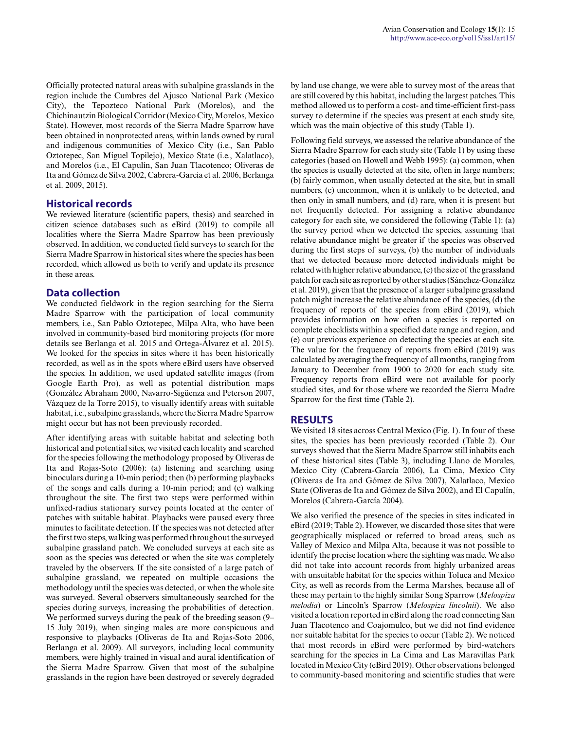Officially protected natural areas with subalpine grasslands in the region include the Cumbres del Ajusco National Park (Mexico City), the Tepozteco National Park (Morelos), and the Chichinautzin Biological Corridor (Mexico City, Morelos, Mexico State). However, most records of the Sierra Madre Sparrow have been obtained in nonprotected areas, within lands owned by rural and indigenous communities of Mexico City (i.e., San Pablo Oztotepec, San Miguel Topilejo), Mexico State (i.e., Xalatlaco), and Morelos (i.e., El Capulín, San Juan Tlacotenco; Oliveras de Ita and Gómez de Silva 2002, Cabrera-García et al. 2006, Berlanga et al. 2009, 2015).

## Historical records

We reviewed literature (scientific papers, thesis) and searched in citizen science databases such as eBird (2019) to compile all localities where the Sierra Madre Sparrow has been previously observed. In addition, we conducted field surveys to search for the Sierra Madre Sparrow in historical sites where the species has been recorded, which allowed us both to verify and update its presence in these areas.

## Data collection

We conducted fieldwork in the region searching for the Sierra Madre Sparrow with the participation of local community members, i.e., San Pablo Oztotepec, Milpa Alta, who have been involved in community-based bird monitoring projects (for more details see Berlanga et al. 2015 and Ortega-Álvarez et al. 2015). We looked for the species in sites where it has been historically recorded, as well as in the spots where eBird users have observed the species. In addition, we used updated satellite images (from Google Earth Pro), as well as potential distribution maps (González Abraham 2000, Navarro-Sigüenza and Peterson 2007, Vázquez de la Torre 2015), to visually identify areas with suitable habitat, i.e., subalpine grasslands, where the Sierra Madre Sparrow might occur but has not been previously recorded.

After identifying areas with suitable habitat and selecting both historical and potential sites, we visited each locality and searched for the species following the methodology proposed by Oliveras de Ita and Rojas-Soto (2006): (a) listening and searching using binoculars during a 10-min period; then (b) performing playbacks of the songs and calls during a 10-min period; and (c) walking throughout the site. The first two steps were performed within unfixed-radius stationary survey points located at the center of patches with suitable habitat. Playbacks were paused every three minutes to facilitate detection. If the species was not detected after the first two steps, walking was performed throughout the surveyed subalpine grassland patch. We concluded surveys at each site as soon as the species was detected or when the site was completely traveled by the observers. If the site consisted of a large patch of subalpine grassland, we repeated on multiple occasions the methodology until the species was detected, or when the whole site was surveyed. Several observers simultaneously searched for the species during surveys, increasing the probabilities of detection. We performed surveys during the peak of the breeding season (9–15 July 2019), when singing males are more conspicuous and responsive to playbacks (Oliveras de Ita and Rojas-Soto 2006, Berlanga et al. 2009). All surveyors, including local community members, were highly trained in visual and aural identification of the Sierra Madre Sparrow. Given that most of the subalpine grasslands in the region have been destroyed or severely degraded by land use change, we were able to survey most of the areas that are still covered by this habitat, including the largest patches. This method allowed us to perform a cost- and time-efficient first-pass survey to determine if the species was present at each study site, which was the main objective of this study (Table 1).

Following field surveys, we assessed the relative abundance of the Sierra Madre Sparrow for each study site (Table 1) by using these categories (based on Howell and Webb 1995): (a) common, when the species is usually detected at the site, often in large numbers; (b) fairly common, when usually detected at the site, but in small numbers, (c) uncommon, when it is unlikely to be detected, and then only in small numbers, and (d) rare, when it is present but not frequently detected. For assigning a relative abundance category for each site, we considered the following (Table 1): (a) the survey period when we detected the species, assuming that relative abundance might be greater if the species was observed during the first steps of surveys, (b) the number of individuals that we detected because more detected individuals might be related with higher relative abundance, (c) the size of the grassland patch for each site as reported by other studies (Sánchez-González et al. 2019), given that the presence of a larger subalpine grassland patch might increase the relative abundance of the species, (d) the frequency of reports of the species from eBird (2019), which provides information on how often a species is reported on complete checklists within a specified date range and region, and (e) our previous experience on detecting the species at each site. The value for the frequency of reports from eBird (2019) was calculated by averaging the frequency of all months, ranging from January to December from 1900 to 2020 for each study site. Frequency reports from eBird were not available for poorly studied sites, and for those where we recorded the Sierra Madre Sparrow for the first time (Table 2).

# RESULTS

We visited 18 sites across Central Mexico (Fig. 1). In four of these sites, the species has been previously recorded (Table 2). Our surveys showed that the Sierra Madre Sparrow still inhabits each of these historical sites (Table 3), including Llano de Morales, Mexico City (Cabrera-García 2006), La Cima, Mexico City (Oliveras de Ita and Gómez de Silva 2007), Xalatlaco, Mexico State (Oliveras de Ita and Gómez de Silva 2002), and El Capulín, Morelos (Cabrera-García 2004).

We also verified the presence of the species in sites indicated in eBird (2019; Table 2). However, we discarded those sites that were geographically misplaced or referred to broad areas, such as Valley of Mexico and Milpa Alta, because it was not possible to identify the precise location where the sighting was made. We also did not take into account records from highly urbanized areas with unsuitable habitat for the species within Toluca and Mexico City, as well as records from the Lerma Marshes, because all of these may pertain to the highly similar Song Sparrow (*Melospiza melodia*) or Lincoln's Sparrow (*Melospiza lincolnii*). We also visited a location reported in eBird along the road connecting San Juan Tlacotenco and Coajomulco, but we did not find evidence nor suitable habitat for the species to occur (Table 2). We noticed that most records in eBird were performed by bird-watchers searching for the species in La Cima and Las Maravillas Park located in Mexico City (eBird 2019). Other observations belonged to community-based monitoring and scientific studies that were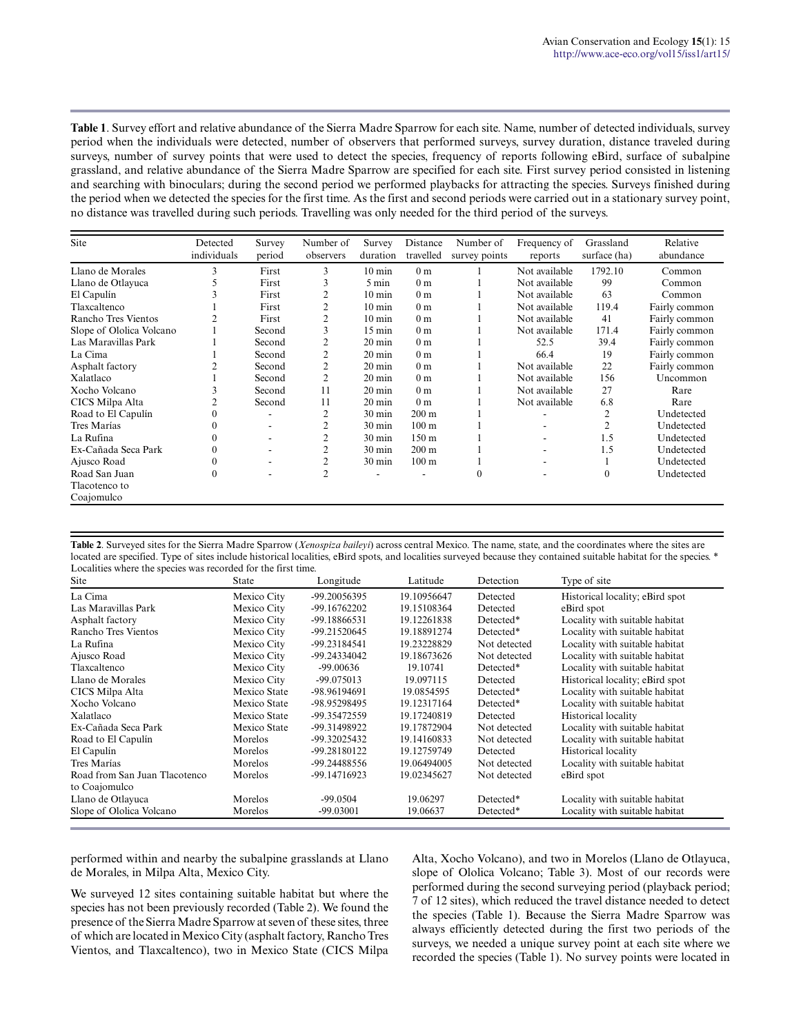**Table 1**. Survey effort and relative abundance of the Sierra Madre Sparrow for each site. Name, number of detected individuals, survey period when the individuals were detected, number of observers that performed surveys, survey duration, distance traveled during surveys, number of survey points that were used to detect the species, frequency of reports following eBird, surface of subalpine grassland, and relative abundance of the Sierra Madre Sparrow are specified for each site. First survey period consisted in listening and searching with binoculars; during the second period we performed playbacks for attracting the species. Surveys finished during the period when we detected the species for the first time. As the first and second periods were carried out in a stationary survey point, no distance was travelled during such periods. Travelling was only needed for the third period of the surveys.

| Site | Detected individuals | Survey period | Number of observers | Survey duration | Distance travelled | Number of survey points | Frequency of reports | Grassland surface (ha) | Relative abundance |
|---|---|---|---|---|---|---|---|---|---|
| Llano de Morales | 3 | First | 3 | 10 min | 0 m | 1 | Not available | 1792.10 | Common |
| Llano de Otlayuca | 5 | First | 3 | 5 min | 0 m | 1 | Not available | 99 | Common |
| El Capulín | 3 | First | 2 | 10 min | 0 m | 1 | Not available | 63 | Common |
| Tlaxcaltenco | 1 | First | 2 | 10 min | 0 m | 1 | Not available | 119.4 | Fairly common |
| Rancho Tres Vientos | 2 | First | 2 | 10 min | 0 m | 1 | Not available | 41 | Fairly common |
| Slope of Ololica Volcano | 1 | Second | 2 | 15 min | 0 m | 1 | Not available | 171.4 | Fairly common |
| Las Maravillas Park | 1 | Second | 2 | 20 min | 0 m | 1 | 52.5 | 39.4 | Fairly common |
| La Cima | 1 | Second | 2 | 20 min | 0 m | 1 | 66.4 | 19 | Fairly common |
| Asphalt factory | 2 | Second | 2 | 20 min | 0 m | 1 | Not available | 22 | Fairly common |
| Xalatlaco | 1 | Second | 2 | 20 min | 0 m | 1 | Not available | 156 | Uncommon |
| Xocho Volcano | 3 | Second | 11 | 20 min | 0 m | 1 | Not available | 27 | Rare |
| CICS Milpa Alta | 2 | Second | 11 | 20 min | 0 m | 1 | Not available | 6.8 | Rare |
| Road to El Capulín | 0 | - | 2 | 30 min | 200 m | 1 | - | 2 | Undetected |
| Tres Marías | 0 | - | 2 | 30 min | 100 m | 1 | - | 2 | Undetected |
| La Rufina | 0 | - | 2 | 30 min | 150 m | 1 | - | 1.5 | Undetected |
| Ex-Cañada Seca Park | 0 | - | 2 | 30 min | 200 m | 1 | - | 1.5 | Undetected |
| Ajusco Road | 0 | - | 2 | 30 min | 100 m | 1 | - | 1 | Undetected |
| Road San Juan Tlacotenco to Coajomulco | 0 | - | 2 | - | - | 0 | - | 0 | Undetected |

**Table 2**. Surveyed sites for the Sierra Madre Sparrow (*Xenospiza baileyi*) across central Mexico. The name, state, and the coordinates where the sites are located are specified. Type of sites include historical localities, eBird spots, and localities surveyed because they contained suitable habitat for the species. * Localities where the species was recorded for the first time.

| Site | State | Longitude | Latitude | Detection | Type of site |
|---|---|---|---|---|---|
| La Cima | Mexico City | -99.20056395 | 19.10956647 | Detected | Historical locality; eBird spot |
| Las Maravillas Park | Mexico City | -99.16762202 | 19.15108364 | Detected | eBird spot |
| Asphalt factory | Mexico City | -99.18866531 | 19.12261838 | Detected* | Locality with suitable habitat |
| Rancho Tres Vientos | Mexico City | -99.21520645 | 19.18891274 | Detected* | Locality with suitable habitat |
| La Rufina | Mexico City | -99.23184541 | 19.23228829 | Not detected | Locality with suitable habitat |
| Ajusco Road | Mexico City | -99.24334042 | 19.18673626 | Not detected | Locality with suitable habitat |
| Tlaxcaltenco | Mexico City | -99.00636 | 19.10741 | Detected* | Locality with suitable habitat |
| Llano de Morales | Mexico City | -99.075013 | 19.097115 | Detected | Historical locality; eBird spot |
| CICS Milpa Alta | Mexico State | -98.96194691 | 19.0854595 | Detected* | Locality with suitable habitat |
| Xocho Volcano | Mexico State | -98.95298495 | 19.12317164 | Detected* | Locality with suitable habitat |
| Xalatlaco | Mexico State | -99.35472559 | 19.17240819 | Detected | Historical locality |
| Ex-Cañada Seca Park | Mexico State | -99.31498922 | 19.17872904 | Not detected | Locality with suitable habitat |
| Road to El Capulín | Morelos | -99.32025432 | 19.14160833 | Not detected | Locality with suitable habitat |
| El Capulín | Morelos | -99.28180122 | 19.12759749 | Detected | Historical locality |
| Tres Marías | Morelos | -99.24488556 | 19.06494005 | Not detected | Locality with suitable habitat |
| Road from San Juan Tlacotenco to Coajomulco | Morelos | -99.14716923 | 19.02345627 | Not detected | eBird spot |
| Llano de Otlayuca | Morelos | -99.0504 | 19.06297 | Detected* | Locality with suitable habitat |
| Slope of Ololica Volcano | Morelos | -99.03001 | 19.06637 | Detected* | Locality with suitable habitat |

performed within and nearby the subalpine grasslands at Llano de Morales, in Milpa Alta, Mexico City.

We surveyed 12 sites containing suitable habitat but where the species has not been previously recorded (Table 2). We found the presence of the Sierra Madre Sparrow at seven of these sites, three of which are located in Mexico City (asphalt factory, Rancho Tres Vientos, and Tlaxcaltenco), two in Mexico State (CICS Milpa Alta, Xocho Volcano), and two in Morelos (Llano de Otlayuca, slope of Ololica Volcano; Table 3). Most of our records were performed during the second surveying period (playback period; 7 of 12 sites), which reduced the travel distance needed to detect the species (Table 1). Because the Sierra Madre Sparrow was always efficiently detected during the first two periods of the surveys, we needed a unique survey point at each site where we recorded the species (Table 1). No survey points were located in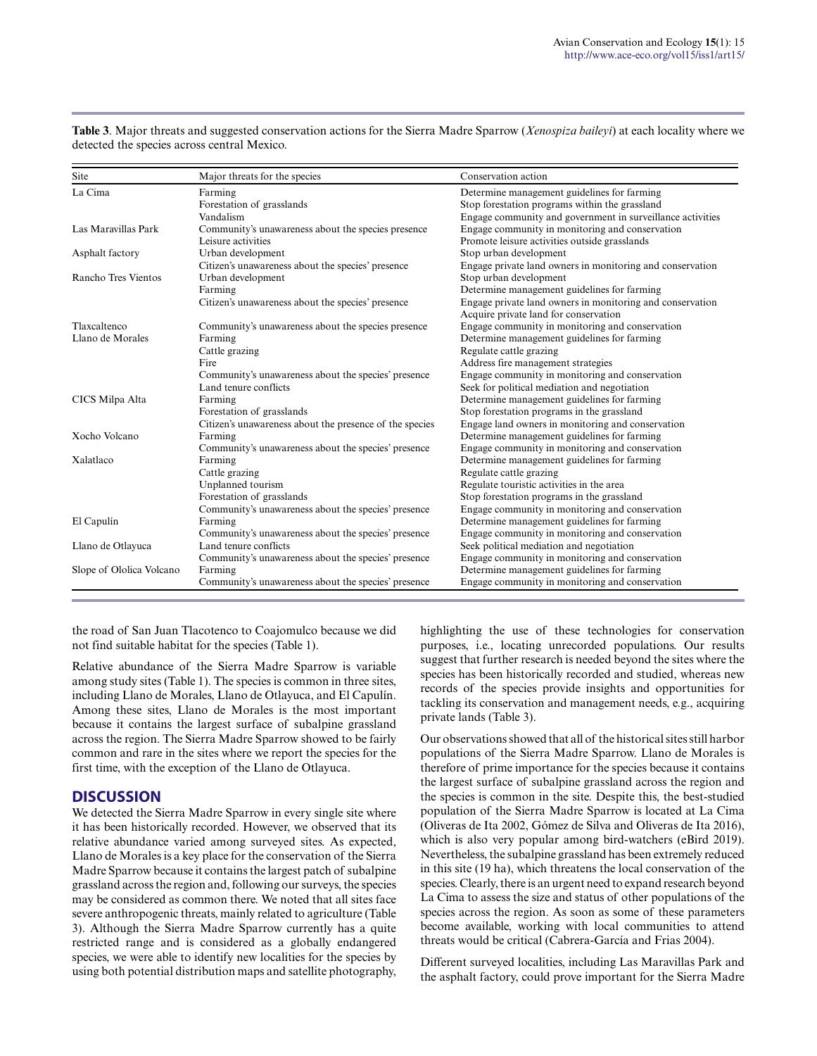**Table 3**. Major threats and suggested conservation actions for the Sierra Madre Sparrow (*Xenospiza baileyi*) at each locality where we detected the species across central Mexico.

| Site | Major threats for the species | Conservation action |
|---|---|---|
| La Cima | Farming | Determine management guidelines for farming |
| | Forestation of grasslands | Stop forestation programs within the grassland |
| | Vandalism | Engage community and government in surveillance activities |
| Las Maravillas Park | Community's unawareness about the species presence | Engage community in monitoring and conservation |
| | Leisure activities | Promote leisure activities outside grasslands |
| Asphalt factory | Urban development | Stop urban development |
| | Citizen's unawareness about the species' presence | Engage private land owners in monitoring and conservation |
| Rancho Tres Vientos | Urban development | Stop urban development |
| | Farming | Determine management guidelines for farming |
| | Citizen's unawareness about the species' presence | Engage private land owners in monitoring and conservation |
| | | Acquire private land for conservation |
| Tlaxcaltenco | Community's unawareness about the species presence | Engage community in monitoring and conservation |
| Llano de Morales | Farming | Determine management guidelines for farming |
| | Cattle grazing | Regulate cattle grazing |
| | Fire | Address fire management strategies |
| | Community's unawareness about the species' presence | Engage community in monitoring and conservation |
| | Land tenure conflicts | Seek for political mediation and negotiation |
| CICS Milpa Alta | Farming | Determine management guidelines for farming |
| | Forestation of grasslands | Stop forestation programs in the grassland |
| | Citizen's unawareness about the presence of the species | Engage land owners in monitoring and conservation |
| Xocho Volcano | Farming | Determine management guidelines for farming |
| | Community's unawareness about the species' presence | Engage community in monitoring and conservation |
| Xalatlaco | Farming | Determine management guidelines for farming |
| | Cattle grazing | Regulate cattle grazing |
| | Unplanned tourism | Regulate touristic activities in the area |
| | Forestation of grasslands | Stop forestation programs in the grassland |
| | Community's unawareness about the species' presence | Engage community in monitoring and conservation |
| El Capulín | Farming | Determine management guidelines for farming |
| | Community's unawareness about the species' presence | Engage community in monitoring and conservation |
| Llano de Otlayuca | Land tenure conflicts | Seek political mediation and negotiation |
| | Community's unawareness about the species' presence | Engage community in monitoring and conservation |
| Slope of Ololica Volcano | Farming | Determine management guidelines for farming |
| | Community's unawareness about the species' presence | Engage community in monitoring and conservation |

the road of San Juan Tlacotenco to Coajomulco because we did not find suitable habitat for the species (Table 1).

Relative abundance of the Sierra Madre Sparrow is variable among study sites (Table 1). The species is common in three sites, including Llano de Morales, Llano de Otlayuca, and El Capulín. Among these sites, Llano de Morales is the most important because it contains the largest surface of subalpine grassland across the region. The Sierra Madre Sparrow showed to be fairly common and rare in the sites where we report the species for the first time, with the exception of the Llano de Otlayuca.

## DISCUSSION

We detected the Sierra Madre Sparrow in every single site where it has been historically recorded. However, we observed that its relative abundance varied among surveyed sites. As expected, Llano de Morales is a key place for the conservation of the Sierra Madre Sparrow because it contains the largest patch of subalpine grassland across the region and, following our surveys, the species may be considered as common there. We noted that all sites face severe anthropogenic threats, mainly related to agriculture (Table 3). Although the Sierra Madre Sparrow currently has a quite restricted range and is considered as a globally endangered species, we were able to identify new localities for the species by using both potential distribution maps and satellite photography, highlighting the use of these technologies for conservation purposes, i.e., locating unrecorded populations. Our results suggest that further research is needed beyond the sites where the species has been historically recorded and studied, whereas new records of the species provide insights and opportunities for tackling its conservation and management needs, e.g., acquiring private lands (Table 3).

Our observations showed that all of the historical sites still harbor populations of the Sierra Madre Sparrow. Llano de Morales is therefore of prime importance for the species because it contains the largest surface of subalpine grassland across the region and the species is common in the site. Despite this, the best-studied population of the Sierra Madre Sparrow is located at La Cima (Oliveras de Ita 2002, Gómez de Silva and Oliveras de Ita 2016), which is also very popular among bird-watchers (eBird 2019). Nevertheless, the subalpine grassland has been extremely reduced in this site (19 ha), which threatens the local conservation of the species. Clearly, there is an urgent need to expand research beyond La Cima to assess the size and status of other populations of the species across the region. As soon as some of these parameters become available, working with local communities to attend threats would be critical (Cabrera-García and Frias 2004).

Different surveyed localities, including Las Maravillas Park and the asphalt factory, could prove important for the Sierra Madre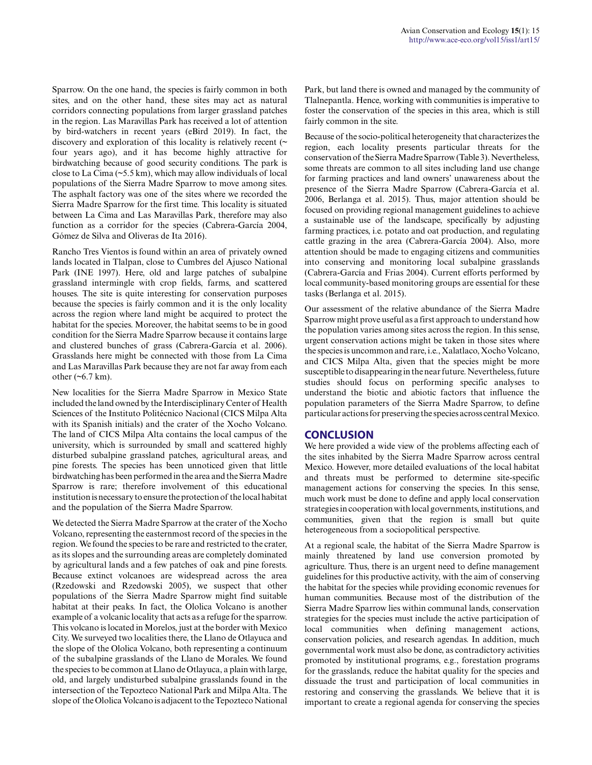Sparrow. On the one hand, the species is fairly common in both sites, and on the other hand, these sites may act as natural corridors connecting populations from larger grassland patches in the region. Las Maravillas Park has received a lot of attention by bird-watchers in recent years (eBird 2019). In fact, the discovery and exploration of this locality is relatively recent (~ four years ago), and it has become highly attractive for birdwatching because of good security conditions. The park is close to La Cima (~5.5 km), which may allow individuals of local populations of the Sierra Madre Sparrow to move among sites. The asphalt factory was one of the sites where we recorded the Sierra Madre Sparrow for the first time. This locality is situated between La Cima and Las Maravillas Park, therefore may also function as a corridor for the species (Cabrera-García 2004, Gómez de Silva and Oliveras de Ita 2016).

Rancho Tres Vientos is found within an area of privately owned lands located in Tlalpan, close to Cumbres del Ajusco National Park (INE 1997). Here, old and large patches of subalpine grassland intermingle with crop fields, farms, and scattered houses. The site is quite interesting for conservation purposes because the species is fairly common and it is the only locality across the region where land might be acquired to protect the habitat for the species. Moreover, the habitat seems to be in good condition for the Sierra Madre Sparrow because it contains large and clustered bunches of grass (Cabrera-García et al. 2006). Grasslands here might be connected with those from La Cima and Las Maravillas Park because they are not far away from each other (~6.7 km).

New localities for the Sierra Madre Sparrow in Mexico State included the land owned by the Interdisciplinary Center of Health Sciences of the Instituto Politécnico Nacional (CICS Milpa Alta with its Spanish initials) and the crater of the Xocho Volcano. The land of CICS Milpa Alta contains the local campus of the university, which is surrounded by small and scattered highly disturbed subalpine grassland patches, agricultural areas, and pine forests. The species has been unnoticed given that little birdwatching has been performed in the area and the Sierra Madre Sparrow is rare; therefore involvement of this educational institution is necessary to ensure the protection of the local habitat and the population of the Sierra Madre Sparrow.

We detected the Sierra Madre Sparrow at the crater of the Xocho Volcano, representing the easternmost record of the species in the region. We found the species to be rare and restricted to the crater, as its slopes and the surrounding areas are completely dominated by agricultural lands and a few patches of oak and pine forests. Because extinct volcanoes are widespread across the area (Rzedowski and Rzedowski 2005), we suspect that other populations of the Sierra Madre Sparrow might find suitable habitat at their peaks. In fact, the Ololica Volcano is another example of a volcanic locality that acts as a refuge for the sparrow. This volcano is located in Morelos, just at the border with Mexico City. We surveyed two localities there, the Llano de Otlayuca and the slope of the Ololica Volcano, both representing a continuum of the subalpine grasslands of the Llano de Morales. We found the species to be common at Llano de Otlayuca, a plain with large, old, and largely undisturbed subalpine grasslands found in the intersection of the Tepozteco National Park and Milpa Alta. The slope of the Ololica Volcano is adjacent to the Tepozteco National Park, but land there is owned and managed by the community of Tlalnepantla. Hence, working with communities is imperative to foster the conservation of the species in this area, which is still fairly common in the site.

Because of the socio-political heterogeneity that characterizes the region, each locality presents particular threats for the conservation of the Sierra Madre Sparrow (Table 3). Nevertheless, some threats are common to all sites including land use change for farming practices and land owners' unawareness about the presence of the Sierra Madre Sparrow (Cabrera-García et al. 2006, Berlanga et al. 2015). Thus, major attention should be focused on providing regional management guidelines to achieve a sustainable use of the landscape, specifically by adjusting farming practices, i.e. potato and oat production, and regulating cattle grazing in the area (Cabrera-García 2004). Also, more attention should be made to engaging citizens and communities into conserving and monitoring local subalpine grasslands (Cabrera-García and Frias 2004). Current efforts performed by local community-based monitoring groups are essential for these tasks (Berlanga et al. 2015).

Our assessment of the relative abundance of the Sierra Madre Sparrow might prove useful as a first approach to understand how the population varies among sites across the region. In this sense, urgent conservation actions might be taken in those sites where the species is uncommon and rare, i.e., Xalatlaco, Xocho Volcano, and CICS Milpa Alta, given that the species might be more susceptible to disappearing in the near future. Nevertheless, future studies should focus on performing specific analyses to understand the biotic and abiotic factors that influence the population parameters of the Sierra Madre Sparrow, to define particular actions for preserving the species across central Mexico.

## CONCLUSION

We here provided a wide view of the problems affecting each of the sites inhabited by the Sierra Madre Sparrow across central Mexico. However, more detailed evaluations of the local habitat and threats must be performed to determine site-specific management actions for conserving the species. In this sense, much work must be done to define and apply local conservation strategies in cooperation with local governments, institutions, and communities, given that the region is small but quite heterogeneous from a sociopolitical perspective.

At a regional scale, the habitat of the Sierra Madre Sparrow is mainly threatened by land use conversion promoted by agriculture. Thus, there is an urgent need to define management guidelines for this productive activity, with the aim of conserving the habitat for the species while providing economic revenues for human communities. Because most of the distribution of the Sierra Madre Sparrow lies within communal lands, conservation strategies for the species must include the active participation of local communities when defining management actions, conservation policies, and research agendas. In addition, much governmental work must also be done, as contradictory activities promoted by institutional programs, e.g., forestation programs for the grasslands, reduce the habitat quality for the species and dissuade the trust and participation of local communities in restoring and conserving the grasslands. We believe that it is important to create a regional agenda for conserving the species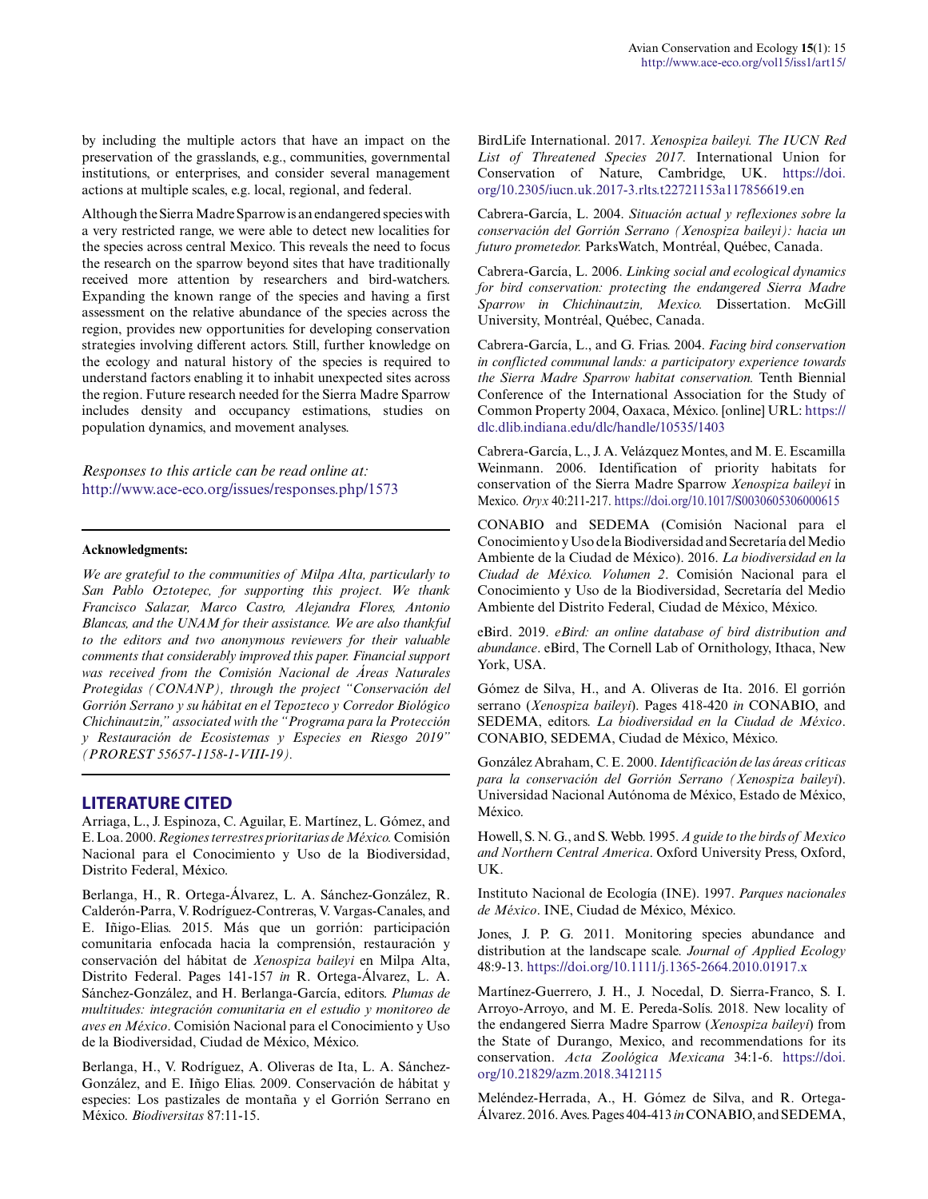by including the multiple actors that have an impact on the preservation of the grasslands, e.g., communities, governmental institutions, or enterprises, and consider several management actions at multiple scales, e.g. local, regional, and federal.

Although the Sierra Madre Sparrow is an endangered species with a very restricted range, we were able to detect new localities for the species across central Mexico. This reveals the need to focus the research on the sparrow beyond sites that have traditionally received more attention by researchers and bird-watchers. Expanding the known range of the species and having a first assessment on the relative abundance of the species across the region, provides new opportunities for developing conservation strategies involving different actors. Still, further knowledge on the ecology and natural history of the species is required to understand factors enabling it to inhabit unexpected sites across the region. Future research needed for the Sierra Madre Sparrow includes density and occupancy estimations, studies on population dynamics, and movement analyses.

*Responses to this article can be read online at:*
http://www.ace-eco.org/issues/responses.php/1573

**Acknowledgments:**

*We are grateful to the communities of Milpa Alta, particularly to San Pablo Oztotepec, for supporting this project. We thank Francisco Salazar, Marco Castro, Alejandra Flores, Antonio Blancas, and the UNAM for their assistance. We are also thankful to the editors and two anonymous reviewers for their valuable comments that considerably improved this paper. Financial support was received from the Comisión Nacional de Áreas Naturales Protegidas (CONANP), through the project "Conservación del Gorrión Serrano y su hábitat en el Tepozteco y Corredor Biológico Chichinautzin," associated with the "Programa para la Protección y Restauración de Ecosistemas y Especies en Riesgo 2019" (PROREST 55657-1158-1-VIII-19).*

## LITERATURE CITED

Arriaga, L., J. Espinoza, C. Aguilar, E. Martínez, L. Gómez, and E. Loa. 2000. *Regiones terrestres prioritarias de México.* Comisión Nacional para el Conocimiento y Uso de la Biodiversidad, Distrito Federal, México.

Berlanga, H., R. Ortega-Álvarez, L. A. Sánchez-González, R. Calderón-Parra, V. Rodríguez-Contreras, V. Vargas-Canales, and E. Iñigo-Elias. 2015. Más que un gorrión: participación comunitaria enfocada hacia la comprensión, restauración y conservación del hábitat de *Xenospiza baileyi* en Milpa Alta, Distrito Federal. Pages 141-157 *in* R. Ortega-Álvarez, L. A. Sánchez-González, and H. Berlanga-García, editors. *Plumas de multitudes: integración comunitaria en el estudio y monitoreo de aves en México*. Comisión Nacional para el Conocimiento y Uso de la Biodiversidad, Ciudad de México, México.

Berlanga, H., V. Rodríguez, A. Oliveras de Ita, L. A. Sánchez-González, and E. Iñigo Elias. 2009. Conservación de hábitat y especies: Los pastizales de montaña y el Gorrión Serrano en México. *Biodiversitas* 87:11-15.

BirdLife International. 2017. *Xenospiza baileyi. The IUCN Red List of Threatened Species 2017.* International Union for Conservation of Nature, Cambridge, UK. https://doi.org/10.2305/iucn.uk.2017-3.rlts.t22721153a117856619.en

Cabrera-García, L. 2004. *Situación actual y reflexiones sobre la conservación del Gorrión Serrano (Xenospiza baileyi): hacia un futuro prometedor.* ParksWatch, Montréal, Québec, Canada.

Cabrera-García, L. 2006. *Linking social and ecological dynamics for bird conservation: protecting the endangered Sierra Madre Sparrow in Chichinautzin, Mexico.* Dissertation. McGill University, Montréal, Québec, Canada.

Cabrera-García, L., and G. Frias. 2004. *Facing bird conservation in conflicted communal lands: a participatory experience towards the Sierra Madre Sparrow habitat conservation.* Tenth Biennial Conference of the International Association for the Study of Common Property 2004, Oaxaca, México. [online] URL: https://dlc.dlib.indiana.edu/dlc/handle/10535/1403

Cabrera-García, L., J. A. Velázquez Montes, and M. E. Escamilla Weinmann. 2006. Identification of priority habitats for conservation of the Sierra Madre Sparrow *Xenospiza baileyi* in Mexico. *Oryx* 40:211-217. https://doi.org/10.1017/S0030605306000615

CONABIO and SEDEMA (Comisión Nacional para el Conocimiento y Uso de la Biodiversidad and Secretaría del Medio Ambiente de la Ciudad de México). 2016. *La biodiversidad en la Ciudad de México. Volumen 2*. Comisión Nacional para el Conocimiento y Uso de la Biodiversidad, Secretaría del Medio Ambiente del Distrito Federal, Ciudad de México, México.

eBird. 2019. *eBird: an online database of bird distribution and abundance*. eBird, The Cornell Lab of Ornithology, Ithaca, New York, USA.

Gómez de Silva, H., and A. Oliveras de Ita. 2016. El gorrión serrano (*Xenospiza baileyi*). Pages 418-420 *in* CONABIO, and SEDEMA, editors. *La biodiversidad en la Ciudad de México*. CONABIO, SEDEMA, Ciudad de México, México.

González Abraham, C. E. 2000. *Identificación de las áreas críticas para la conservación del Gorrión Serrano (Xenospiza baileyi)*. Universidad Nacional Autónoma de México, Estado de México, México.

Howell, S. N. G., and S. Webb. 1995. *A guide to the birds of Mexico and Northern Central America*. Oxford University Press, Oxford, UK.

Instituto Nacional de Ecología (INE). 1997. *Parques nacionales de México*. INE, Ciudad de México, México.

Jones, J. P. G. 2011. Monitoring species abundance and distribution at the landscape scale. *Journal of Applied Ecology* 48:9-13. https://doi.org/10.1111/j.1365-2664.2010.01917.x

Martínez-Guerrero, J. H., J. Nocedal, D. Sierra-Franco, S. I. Arroyo-Arroyo, and M. E. Pereda-Solís. 2018. New locality of the endangered Sierra Madre Sparrow (*Xenospiza baileyi*) from the State of Durango, Mexico, and recommendations for its conservation. *Acta Zoológica Mexicana* 34:1-6. https://doi.org/10.21829/azm.2018.3412115

Meléndez-Herrada, A., H. Gómez de Silva, and R. Ortega-Álvarez. 2016. Aves. Pages 404-413 *in* CONABIO, and SEDEMA,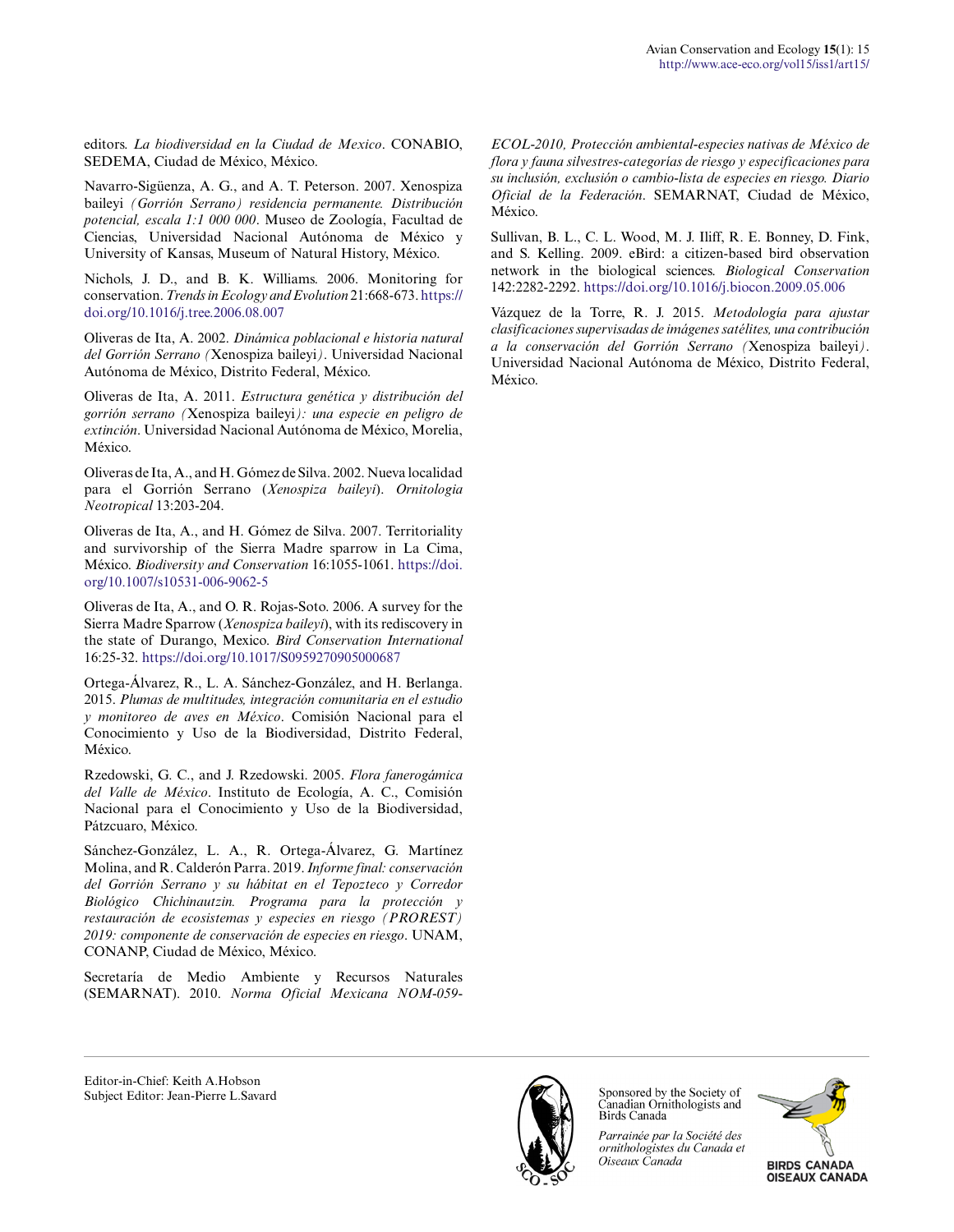editors. *La biodiversidad en la Ciudad de Mexico*. CONABIO, SEDEMA, Ciudad de México, México.

Navarro-Sigüenza, A. G., and A. T. Peterson. 2007. Xenospiza baileyi *(Gorrión Serrano) residencia permanente. Distribución potencial, escala 1:1 000 000*. Museo de Zoología, Facultad de Ciencias, Universidad Nacional Autónoma de México y University of Kansas, Museum of Natural History, México.

Nichols, J. D., and B. K. Williams. 2006. Monitoring for conservation. *Trends in Ecology and Evolution* 21:668-673. https://doi.org/10.1016/j.tree.2006.08.007

Oliveras de Ita, A. 2002. *Dinámica poblacional e historia natural del Gorrión Serrano (*Xenospiza baileyi*)*. Universidad Nacional Autónoma de México, Distrito Federal, México.

Oliveras de Ita, A. 2011. *Estructura genética y distribución del gorrión serrano (*Xenospiza baileyi*): una especie en peligro de extinción*. Universidad Nacional Autónoma de México, Morelia, México.

Oliveras de Ita, A., and H. Gómez de Silva. 2002. Nueva localidad para el Gorrión Serrano (*Xenospiza baileyi*). *Ornitologia Neotropical* 13:203-204.

Oliveras de Ita, A., and H. Gómez de Silva. 2007. Territoriality and survivorship of the Sierra Madre sparrow in La Cima, México. *Biodiversity and Conservation* 16:1055-1061. https://doi.org/10.1007/s10531-006-9062-5

Oliveras de Ita, A., and O. R. Rojas-Soto. 2006. A survey for the Sierra Madre Sparrow (*Xenospiza baileyi*), with its rediscovery in the state of Durango, Mexico. *Bird Conservation International* 16:25-32. https://doi.org/10.1017/S0959270905000687

Ortega-Álvarez, R., L. A. Sánchez-González, and H. Berlanga. 2015. *Plumas de multitudes, integración comunitaria en el estudio y monitoreo de aves en México*. Comisión Nacional para el Conocimiento y Uso de la Biodiversidad, Distrito Federal, México.

Rzedowski, G. C., and J. Rzedowski. 2005. *Flora fanerogámica del Valle de México*. Instituto de Ecología, A. C., Comisión Nacional para el Conocimiento y Uso de la Biodiversidad, Pátzcuaro, México.

Sánchez-González, L. A., R. Ortega-Álvarez, G. Martínez Molina, and R. Calderón Parra. 2019. *Informe final: conservación del Gorrión Serrano y su hábitat en el Tepozteco y Corredor Biológico Chichinautzin. Programa para la protección y restauración de ecosistemas y especies en riesgo (PROREST) 2019: componente de conservación de especies en riesgo*. UNAM, CONANP, Ciudad de México, México.

Secretaría de Medio Ambiente y Recursos Naturales (SEMARNAT). 2010. *Norma Oficial Mexicana NOM-059-ECOL-2010, Protección ambiental-especies nativas de México de flora y fauna silvestres-categorías de riesgo y especificaciones para su inclusión, exclusión o cambio-lista de especies en riesgo. Diario Oficial de la Federación*. SEMARNAT, Ciudad de México, México.

Sullivan, B. L., C. L. Wood, M. J. Iliff, R. E. Bonney, D. Fink, and S. Kelling. 2009. eBird: a citizen-based bird observation network in the biological sciences. *Biological Conservation* 142:2282-2292. https://doi.org/10.1016/j.biocon.2009.05.006

Vázquez de la Torre, R. J. 2015. *Metodología para ajustar clasificaciones supervisadas de imágenes satélites, una contribución a la conservación del Gorrión Serrano (*Xenospiza baileyi*)*. Universidad Nacional Autónoma de México, Distrito Federal, México.

Editor-in-Chief: Keith A.Hobson
Subject Editor: Jean-Pierre L.Savard

Sponsored by the Society of Canadian Ornithologists and Birds Canada

*Parrainée par la Société des ornithologistes du Canada et Oiseaux Canada*

BIRDS CANADA
OISEAUX CANADA